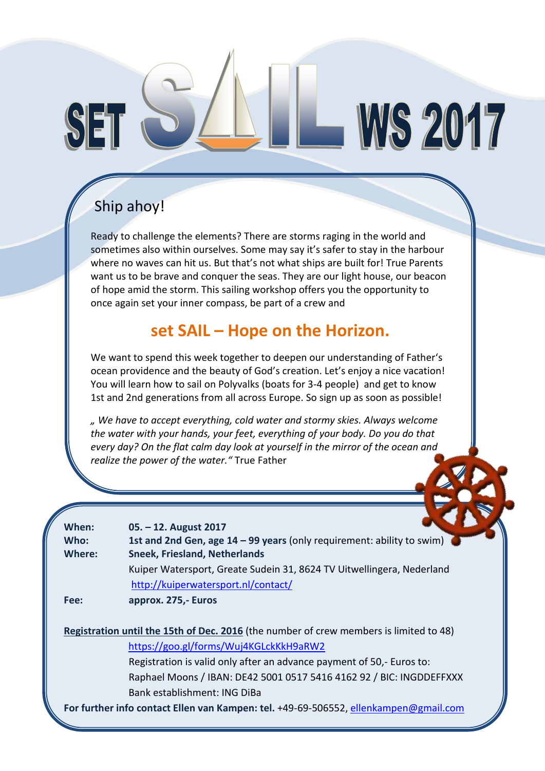# SET SAIL WS 2017

## Ship ahoy!

Ready to challenge the elements? There are storms raging in the world and sometimes also within ourselves. Some may say it's safer to stay in the harbour where no waves can hit us. But that's not what ships are built for! True Parents want us to be brave and conquer the seas. They are our light house, our beacon of hope amid the storm. This sailing workshop offers you the opportunity to once again set your inner compass, be part of a crew and

## set SAIL – Hope on the Horizon.

We want to spend this week together to deepen our understanding of Father's ocean providence and the beauty of God's creation. Let's enjoy a nice vacation! You will learn how to sail on Polyvalks (boats for 3-4 people) and get to know 1st and 2nd generations from all across Europe. So sign up as soon as possible!

*„ We have to accept everything, cold water and stormy skies. Always welcome the water with your hands, your feet, everything of your body. Do you do that every day? On the flat calm day look at yourself in the mirror of the ocean and realize the power of the water."* True Father

**When:** **05. – 12. August 2017**
**Who:** **1st and 2nd Gen, age 14 – 99 years** (only requirement: ability to swim)
**Where:** **Sneek, Friesland, Netherlands**
Kuiper Watersport, Greate Sudein 31, 8624 TV Uitwellingera, Nederland
http://kuiperwatersport.nl/contact/
**Fee:** **approx. 275,- Euros**

**Registration until the 15th of Dec. 2016** (the number of crew members is limited to 48)
https://goo.gl/forms/Wuj4KGLckKkH9aRW2
Registration is valid only after an advance payment of 50,- Euros to:
Raphael Moons / IBAN: DE42 5001 0517 5416 4162 92 / BIC: INGDDEFFXXX
Bank establishment: ING DiBa

**For further info contact Ellen van Kampen: tel.** +49-69-506552, ellenkampen@gmail.com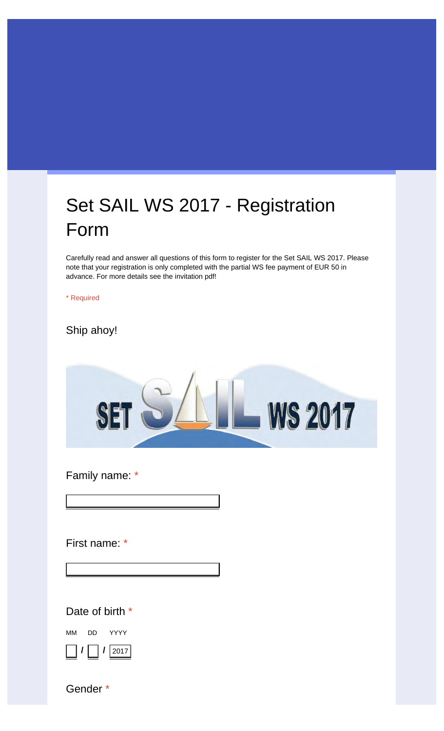# Set SAIL WS 2017 - Registration Form

Carefully read and answer all questions of this form to register for the Set SAIL WS 2017. Please note that your registration is only completed with the partial WS fee payment of EUR 50 in advance. For more details see the invitation pdf!

* Required

## Ship ahoy!

SET SAIL WS 2017

Family name: *

First name: *

Date of birth *

MM DD YYYY

/ / 2017

Gender *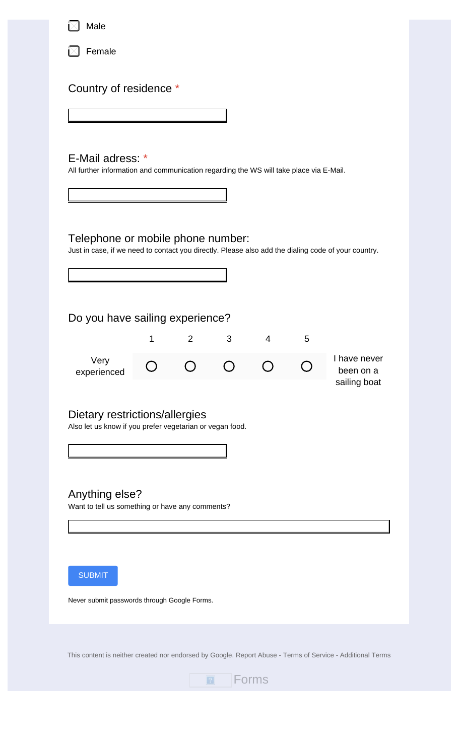- [ ] Male
- [ ] Female

Country of residence *

E-Mail adress: *
All further information and communication regarding the WS will take place via E-Mail.

Telephone or mobile phone number:
Just in case, if we need to contact you directly. Please also add the dialing code of your country.

Do you have sailing experience?

| | 1 | 2 | 3 | 4 | 5 | |
|---|---|---|---|---|---|---|
| Very experienced | ○ | ○ | ○ | ○ | ○ | I have never been on a sailing boat |

Dietary restrictions/allergies
Also let us know if you prefer vegetarian or vegan food.

Anything else?
Want to tell us something or have any comments?

SUBMIT

Never submit passwords through Google Forms.

This content is neither created nor endorsed by Google. Report Abuse - Terms of Service - Additional Terms

Forms